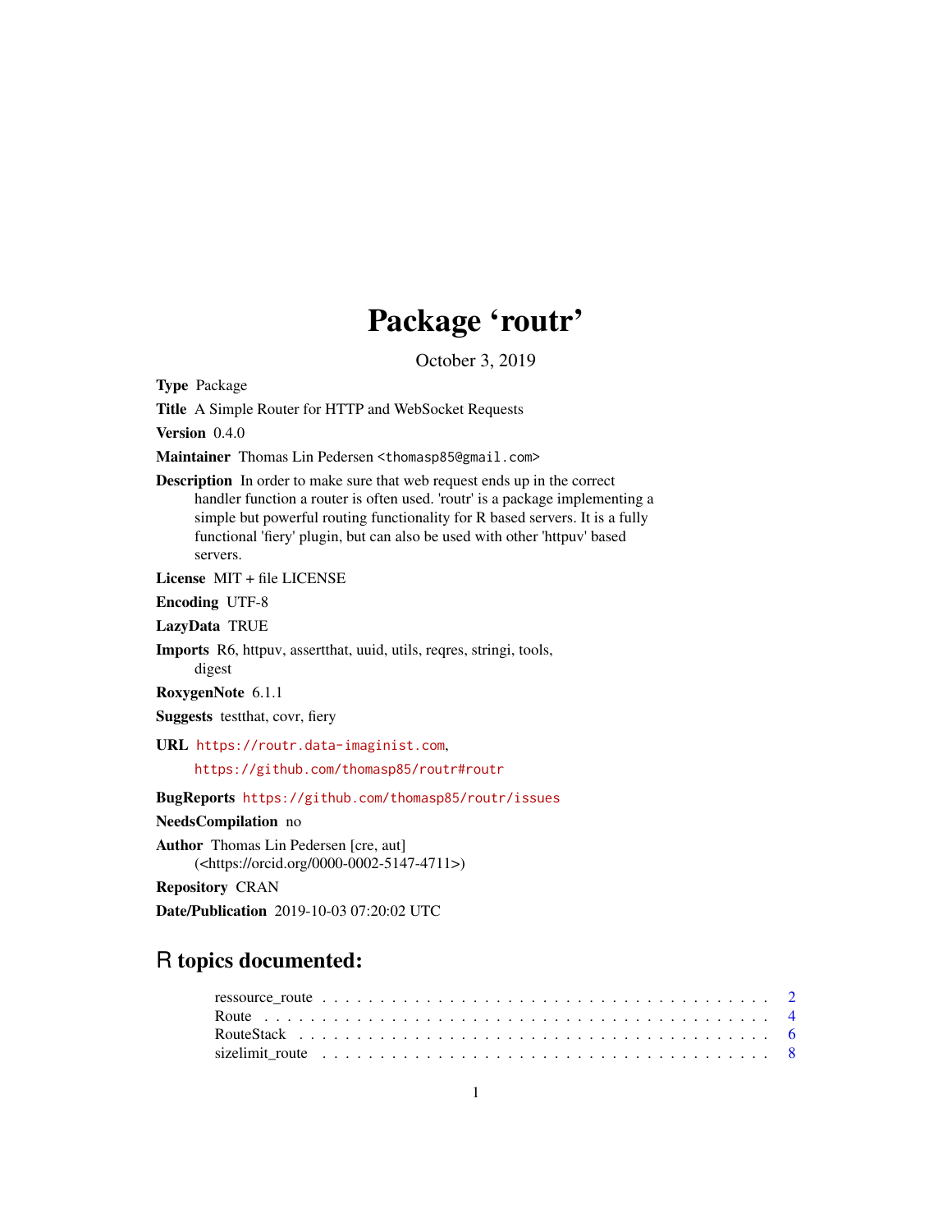# Package 'routr'

October 3, 2019

**Type** Package

**Title** A Simple Router for HTTP and WebSocket Requests

**Version** 0.4.0

**Maintainer** Thomas Lin Pedersen <thomasp85@gmail.com>

**Description** In order to make sure that web request ends up in the correct handler function a router is often used. 'routr' is a package implementing a simple but powerful routing functionality for R based servers. It is a fully functional 'fiery' plugin, but can also be used with other 'httpuv' based servers.

**License** MIT + file LICENSE

**Encoding** UTF-8

**LazyData** TRUE

**Imports** R6, httpuv, assertthat, uuid, utils, reqres, stringi, tools, digest

**RoxygenNote** 6.1.1

**Suggests** testthat, covr, fiery

**URL** https://routr.data-imaginist.com, https://github.com/thomasp85/routr#routr

**BugReports** https://github.com/thomasp85/routr/issues

**NeedsCompilation** no

**Author** Thomas Lin Pedersen [cre, aut] (<https://orcid.org/0000-0002-5147-4711>)

**Repository** CRAN

**Date/Publication** 2019-10-03 07:20:02 UTC

## R topics documented:

- ressource_route . . . . . 2
- Route . . . . . 4
- RouteStack . . . . . 6
- sizelimit_route . . . . . 8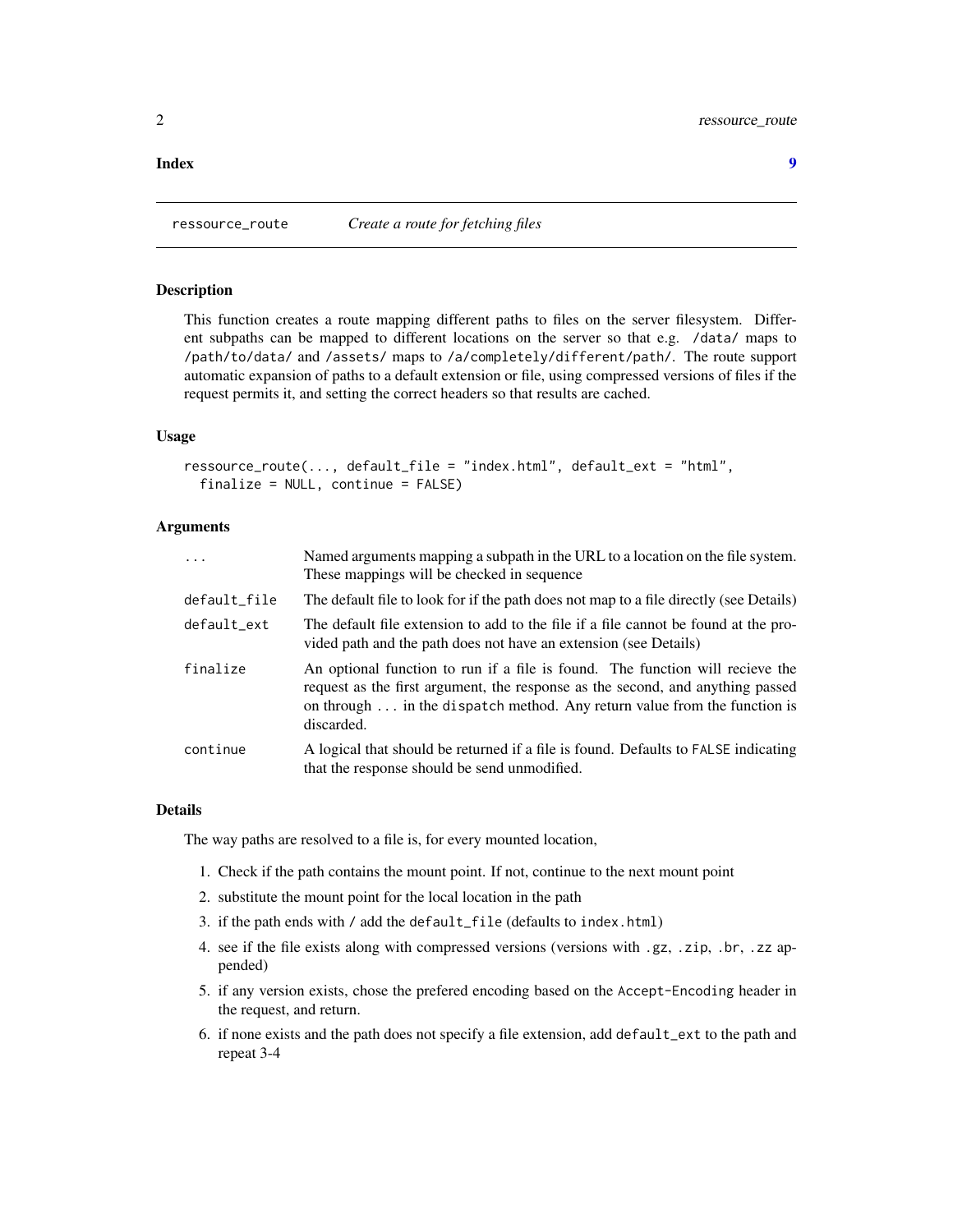**Index** 9

## ressource_route — *Create a route for fetching files*

### Description

This function creates a route mapping different paths to files on the server filesystem. Different subpaths can be mapped to different locations on the server so that e.g. `/data/` maps to `/path/to/data/` and `/assets/` maps to `/a/completely/different/path/`. The route support automatic expansion of paths to a default extension or file, using compressed versions of files if the request permits it, and setting the correct headers so that results are cached.

### Usage

```
ressource_route(..., default_file = "index.html", default_ext = "html",
  finalize = NULL, continue = FALSE)
```

### Arguments

| | |
|---|---|
| `...` | Named arguments mapping a subpath in the URL to a location on the file system. These mappings will be checked in sequence |
| `default_file` | The default file to look for if the path does not map to a file directly (see Details) |
| `default_ext` | The default file extension to add to the file if a file cannot be found at the provided path and the path does not have an extension (see Details) |
| `finalize` | An optional function to run if a file is found. The function will recieve the request as the first argument, the response as the second, and anything passed on through ... in the `dispatch` method. Any return value from the function is discarded. |
| `continue` | A logical that should be returned if a file is found. Defaults to `FALSE` indicating that the response should be send unmodified. |

### Details

The way paths are resolved to a file is, for every mounted location,

1. Check if the path contains the mount point. If not, continue to the next mount point
2. substitute the mount point for the local location in the path
3. if the path ends with `/` add the `default_file` (defaults to `index.html`)
4. see if the file exists along with compressed versions (versions with `.gz`, `.zip`, `.br`, `.zz` appended)
5. if any version exists, chose the prefered encoding based on the `Accept-Encoding` header in the request, and return.
6. if none exists and the path does not specify a file extension, add `default_ext` to the path and repeat 3-4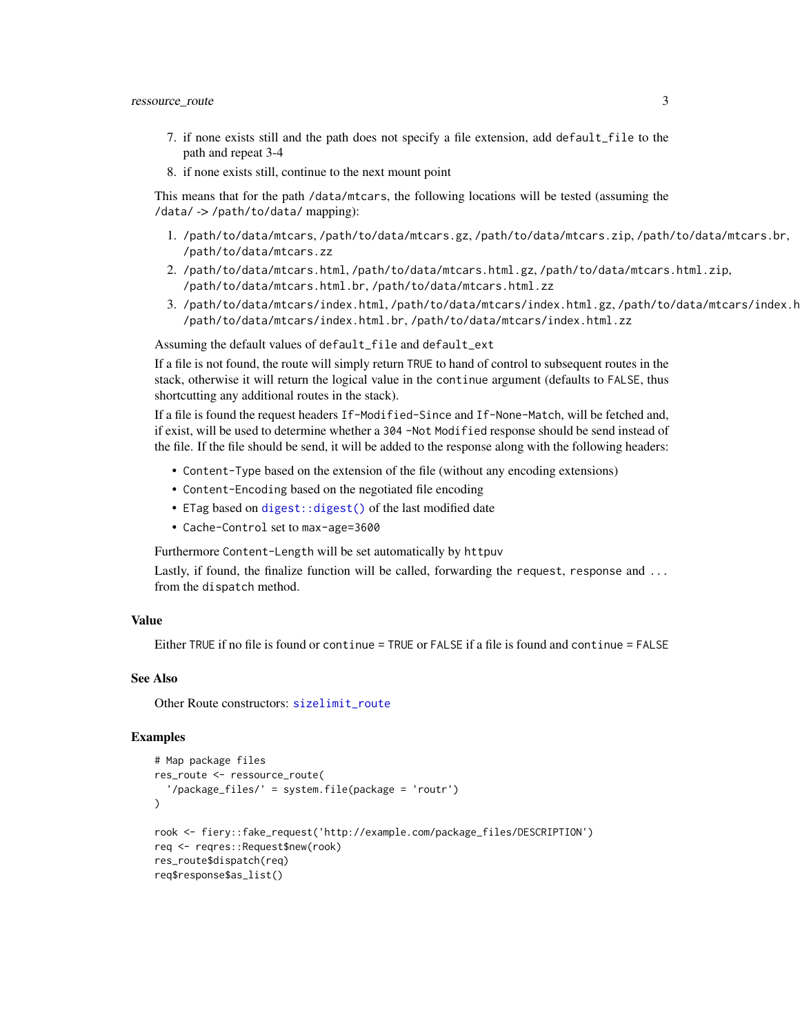7. if none exists still and the path does not specify a file extension, add `default_file` to the path and repeat 3-4
8. if none exists still, continue to the next mount point

This means that for the path `/data/mtcars`, the following locations will be tested (assuming the `/data/` -> `/path/to/data/` mapping):

1. `/path/to/data/mtcars`, `/path/to/data/mtcars.gz`, `/path/to/data/mtcars.zip`, `/path/to/data/mtcars.br`, `/path/to/data/mtcars.zz`
2. `/path/to/data/mtcars.html`, `/path/to/data/mtcars.html.gz`, `/path/to/data/mtcars.html.zip`, `/path/to/data/mtcars.html.br`, `/path/to/data/mtcars.html.zz`
3. `/path/to/data/mtcars/index.html`, `/path/to/data/mtcars/index.html.gz`, `/path/to/data/mtcars/index.h` `/path/to/data/mtcars/index.html.br`, `/path/to/data/mtcars/index.html.zz`

Assuming the default values of `default_file` and `default_ext`

If a file is not found, the route will simply return `TRUE` to hand of control to subsequent routes in the stack, otherwise it will return the logical value in the `continue` argument (defaults to `FALSE`, thus shortcutting any additional routes in the stack).

If a file is found the request headers `If-Modified-Since` and `If-None-Match`, will be fetched and, if exist, will be used to determine whether a `304 -Not Modified` response should be send instead of the file. If the file should be send, it will be added to the response along with the following headers:

- `Content-Type` based on the extension of the file (without any encoding extensions)
- `Content-Encoding` based on the negotiated file encoding
- `ETag` based on `digest::digest()` of the last modified date
- `Cache-Control` set to `max-age=3600`

Furthermore `Content-Length` will be set automatically by `httpuv`

Lastly, if found, the finalize function will be called, forwarding the `request`, `response` and `...` from the `dispatch` method.

### Value

Either `TRUE` if no file is found or `continue = TRUE` or `FALSE` if a file is found and `continue = FALSE`

### See Also

Other Route constructors: `sizelimit_route`

### Examples

```
# Map package files
res_route <- ressource_route(
  '/package_files/' = system.file(package = 'routr')
)

rook <- fiery::fake_request('http://example.com/package_files/DESCRIPTION')
req <- reqres::Request$new(rook)
res_route$dispatch(req)
req$response$as_list()
```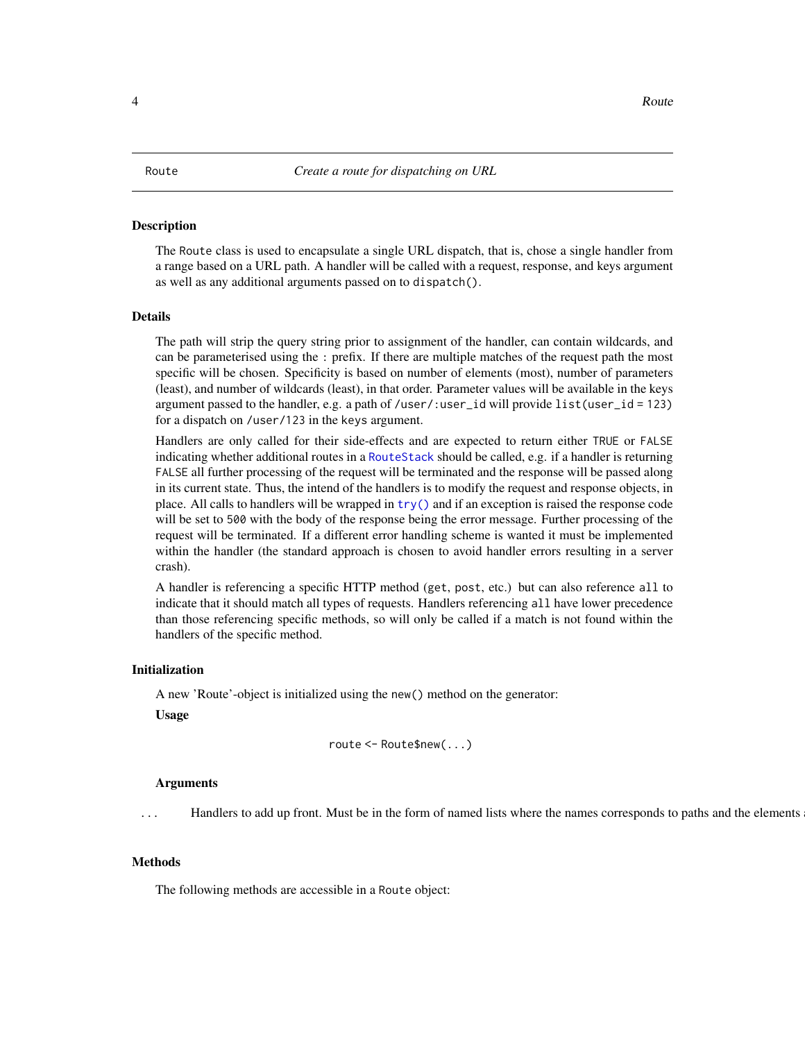## Route — *Create a route for dispatching on URL*

### Description

The `Route` class is used to encapsulate a single URL dispatch, that is, chose a single handler from a range based on a URL path. A handler will be called with a request, response, and keys argument as well as any additional arguments passed on to `dispatch()`.

### Details

The path will strip the query string prior to assignment of the handler, can contain wildcards, and can be parameterised using the `:` prefix. If there are multiple matches of the request path the most specific will be chosen. Specificity is based on number of elements (most), number of parameters (least), and number of wildcards (least), in that order. Parameter values will be available in the keys argument passed to the handler, e.g. a path of `/user/:user_id` will provide `list(user_id = 123)` for a dispatch on `/user/123` in the `keys` argument.

Handlers are only called for their side-effects and are expected to return either `TRUE` or `FALSE` indicating whether additional routes in a `RouteStack` should be called, e.g. if a handler is returning `FALSE` all further processing of the request will be terminated and the response will be passed along in its current state. Thus, the intend of the handlers is to modify the request and response objects, in place. All calls to handlers will be wrapped in `try()` and if an exception is raised the response code will be set to `500` with the body of the response being the error message. Further processing of the request will be terminated. If a different error handling scheme is wanted it must be implemented within the handler (the standard approach is chosen to avoid handler errors resulting in a server crash).

A handler is referencing a specific HTTP method (`get`, `post`, etc.) but can also reference `all` to indicate that it should match all types of requests. Handlers referencing `all` have lower precedence than those referencing specific methods, so will only be called if a match is not found within the handlers of the specific method.

### Initialization

A new 'Route'-object is initialized using the `new()` method on the generator:

**Usage**

```
route <- Route$new(...)
```

**Arguments**

`...` Handlers to add up front. Must be in the form of named lists where the names corresponds to paths and the elements

### Methods

The following methods are accessible in a `Route` object: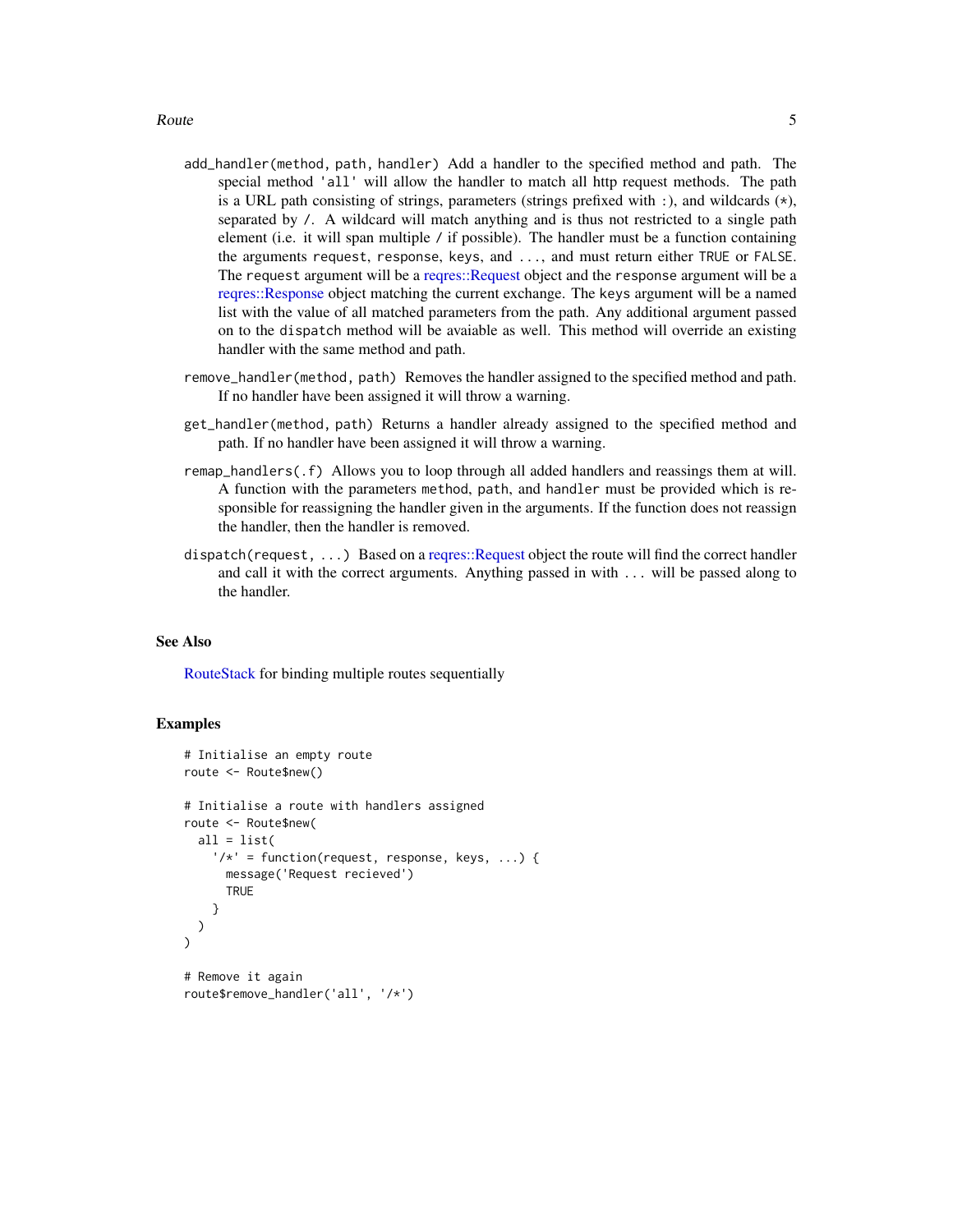`add_handler(method, path, handler)` Add a handler to the specified method and path. The special method `'all'` will allow the handler to match all http request methods. The path is a URL path consisting of strings, parameters (strings prefixed with `:`), and wildcards (`*`), separated by `/`. A wildcard will match anything and is thus not restricted to a single path element (i.e. it will span multiple `/` if possible). The handler must be a function containing the arguments `request`, `response`, `keys`, and `...`, and must return either `TRUE` or `FALSE`. The `request` argument will be a reqres::Request object and the `response` argument will be a reqres::Response object matching the current exchange. The `keys` argument will be a named list with the value of all matched parameters from the path. Any additional argument passed on to the `dispatch` method will be avaiable as well. This method will override an existing handler with the same method and path.

`remove_handler(method, path)` Removes the handler assigned to the specified method and path. If no handler have been assigned it will throw a warning.

`get_handler(method, path)` Returns a handler already assigned to the specified method and path. If no handler have been assigned it will throw a warning.

`remap_handlers(.f)` Allows you to loop through all added handlers and reassings them at will. A function with the parameters `method`, `path`, and `handler` must be provided which is responsible for reassigning the handler given in the arguments. If the function does not reassign the handler, then the handler is removed.

`dispatch(request, ...)` Based on a reqres::Request object the route will find the correct handler and call it with the correct arguments. Anything passed in with `...` will be passed along to the handler.

## See Also

RouteStack for binding multiple routes sequentially

## Examples

```
# Initialise an empty route
route <- Route$new()

# Initialise a route with handlers assigned
route <- Route$new(
  all = list(
    '/*' = function(request, response, keys, ...) {
      message('Request recieved')
      TRUE
    }
  )
)

# Remove it again
route$remove_handler('all', '/*')
```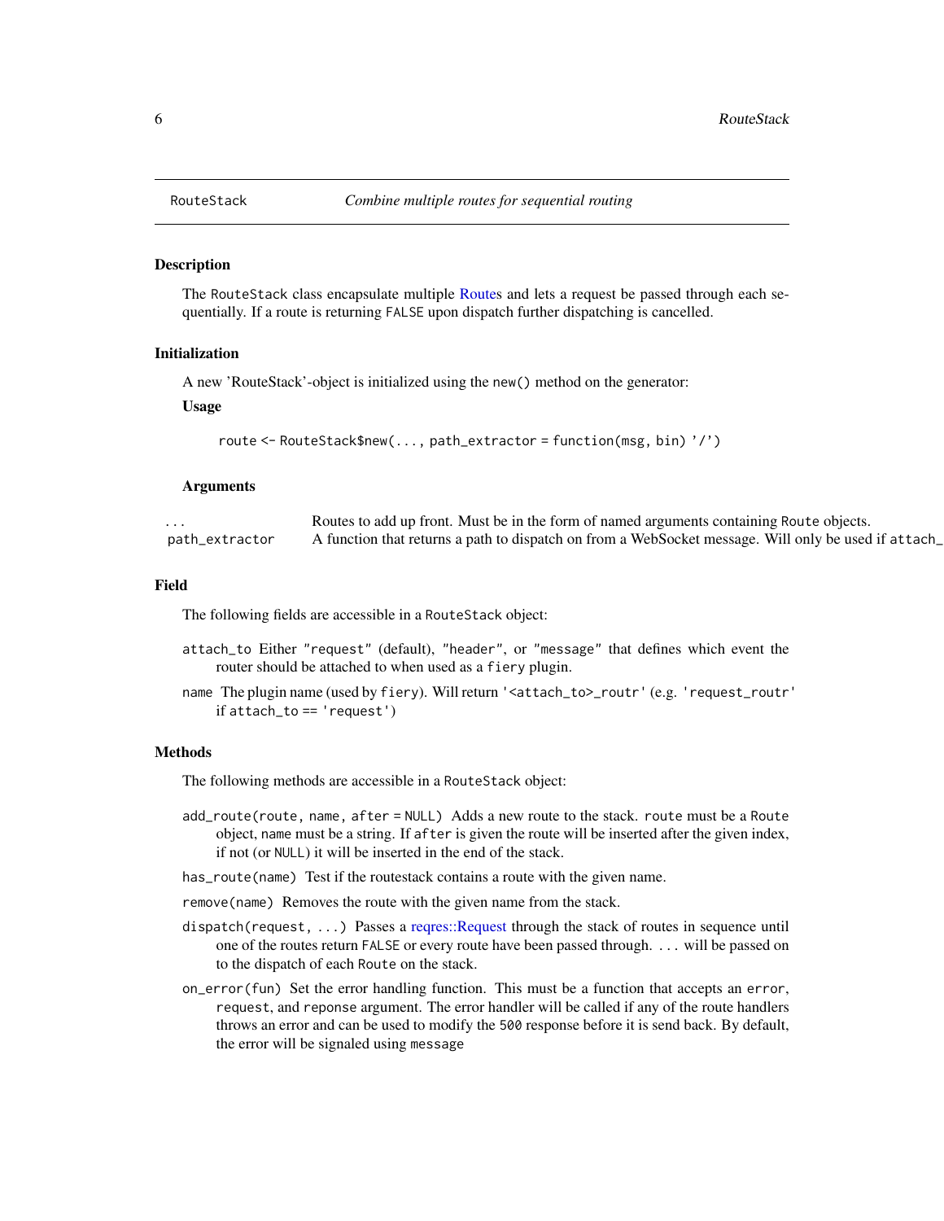## RouteStack — *Combine multiple routes for sequential routing*

### Description

The RouteStack class encapsulate multiple Routes and lets a request be passed through each sequentially. If a route is returning FALSE upon dispatch further dispatching is cancelled.

### Initialization

A new 'RouteStack'-object is initialized using the new() method on the generator:

**Usage**

```
route <- RouteStack$new(..., path_extractor = function(msg, bin) '/')
```

**Arguments**

| | |
|---|---|
| ... | Routes to add up front. Must be in the form of named arguments containing Route objects. |
| path_extractor | A function that returns a path to dispatch on from a WebSocket message. Will only be used if attach_ |

### Field

The following fields are accessible in a RouteStack object:

- attach_to Either "request" (default), "header", or "message" that defines which event the router should be attached to when used as a fiery plugin.
- name The plugin name (used by fiery). Will return '<attach_to>_routr' (e.g. 'request_routr' if attach_to == 'request')

### Methods

The following methods are accessible in a RouteStack object:

- add_route(route, name, after = NULL) Adds a new route to the stack. route must be a Route object, name must be a string. If after is given the route will be inserted after the given index, if not (or NULL) it will be inserted in the end of the stack.
- has_route(name) Test if the routestack contains a route with the given name.
- remove(name) Removes the route with the given name from the stack.
- dispatch(request, ...) Passes a reqres::Request through the stack of routes in sequence until one of the routes return FALSE or every route have been passed through. ... will be passed on to the dispatch of each Route on the stack.
- on_error(fun) Set the error handling function. This must be a function that accepts an error, request, and reponse argument. The error handler will be called if any of the route handlers throws an error and can be used to modify the 500 response before it is send back. By default, the error will be signaled using message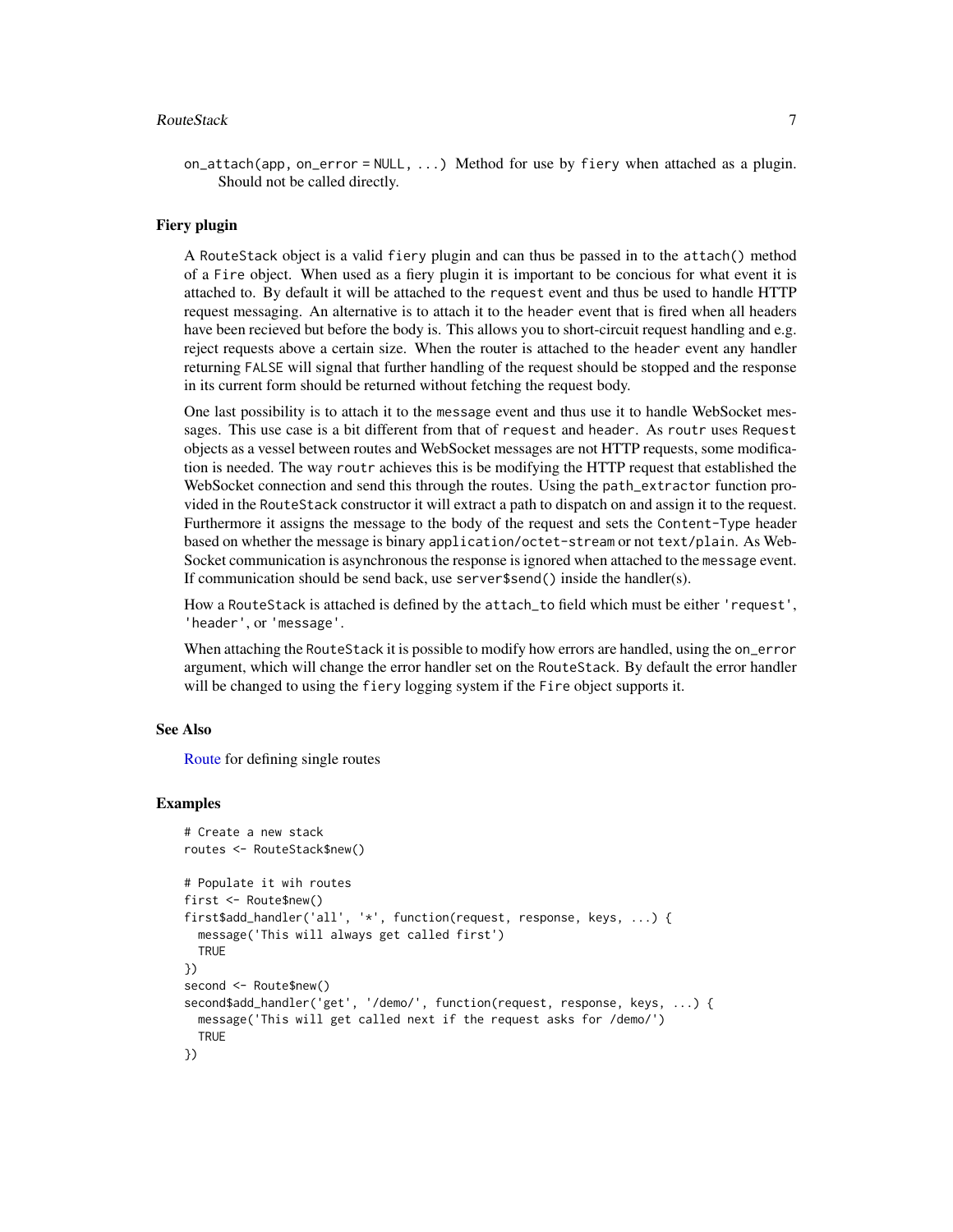`on_attach(app, on_error = NULL, ...)` Method for use by `fiery` when attached as a plugin. Should not be called directly.

### Fiery plugin

A `RouteStack` object is a valid `fiery` plugin and can thus be passed in to the `attach()` method of a `Fire` object. When used as a fiery plugin it is important to be concious for what event it is attached to. By default it will be attached to the `request` event and thus be used to handle HTTP request messaging. An alternative is to attach it to the `header` event that is fired when all headers have been recieved but before the body is. This allows you to short-circuit request handling and e.g. reject requests above a certain size. When the router is attached to the `header` event any handler returning `FALSE` will signal that further handling of the request should be stopped and the response in its current form should be returned without fetching the request body.

One last possibility is to attach it to the `message` event and thus use it to handle WebSocket messages. This use case is a bit different from that of `request` and `header`. As `routr` uses `Request` objects as a vessel between routes and WebSocket messages are not HTTP requests, some modification is needed. The way `routr` achieves this is be modifying the HTTP request that established the WebSocket connection and send this through the routes. Using the `path_extractor` function provided in the `RouteStack` constructor it will extract a path to dispatch on and assign it to the request. Furthermore it assigns the message to the body of the request and sets the `Content-Type` header based on whether the message is binary `application/octet-stream` or not `text/plain`. As WebSocket communication is asynchronous the response is ignored when attached to the `message` event. If communication should be send back, use `server$send()` inside the handler(s).

How a `RouteStack` is attached is defined by the `attach_to` field which must be either `'request'`, `'header'`, or `'message'`.

When attaching the `RouteStack` it is possible to modify how errors are handled, using the `on_error` argument, which will change the error handler set on the `RouteStack`. By default the error handler will be changed to using the `fiery` logging system if the `Fire` object supports it.

### See Also

Route for defining single routes

### Examples

```
# Create a new stack
routes <- RouteStack$new()

# Populate it wih routes
first <- Route$new()
first$add_handler('all', '*', function(request, response, keys, ...) {
  message('This will always get called first')
  TRUE
})
second <- Route$new()
second$add_handler('get', '/demo/', function(request, response, keys, ...) {
  message('This will get called next if the request asks for /demo/')
  TRUE
})
```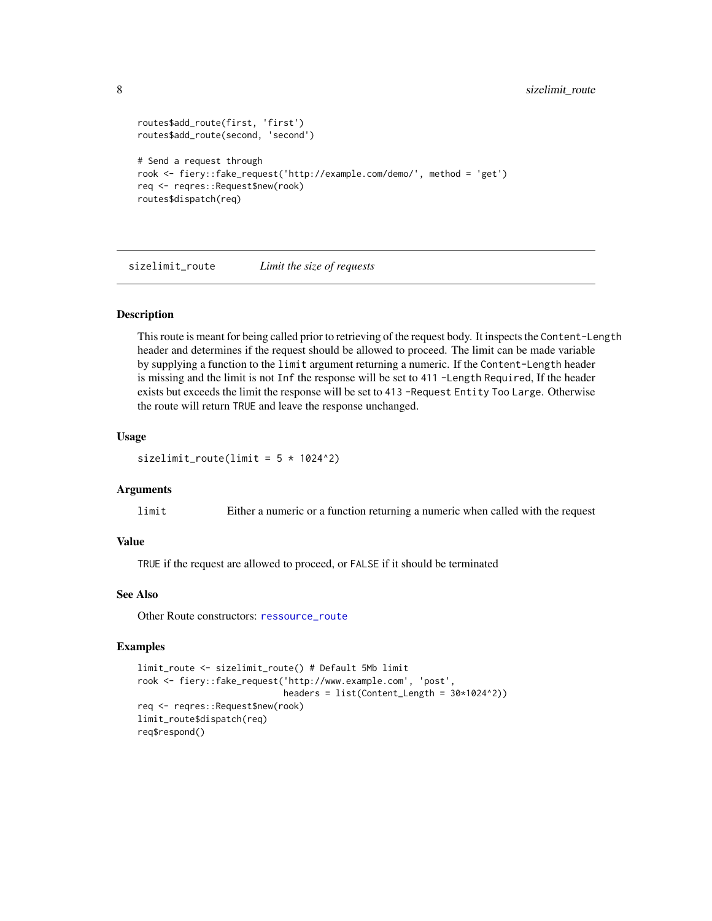```
routes$add_route(first, 'first')
routes$add_route(second, 'second')

# Send a request through
rook <- fiery::fake_request('http://example.com/demo/', method = 'get')
req <- reqres::Request$new(rook)
routes$dispatch(req)
```

## sizelimit_route — *Limit the size of requests*

### Description

This route is meant for being called prior to retrieving of the request body. It inspects the `Content-Length` header and determines if the request should be allowed to proceed. The limit can be made variable by supplying a function to the `limit` argument returning a numeric. If the `Content-Length` header is missing and the limit is not `Inf` the response will be set to `411 -Length Required`, If the header exists but exceeds the limit the response will be set to `413 -Request Entity Too Large`. Otherwise the route will return `TRUE` and leave the response unchanged.

### Usage

```
sizelimit_route(limit = 5 * 1024^2)
```

### Arguments

| | |
|---|---|
| `limit` | Either a numeric or a function returning a numeric when called with the request |

### Value

`TRUE` if the request are allowed to proceed, or `FALSE` if it should be terminated

### See Also

Other Route constructors: `ressource_route`

### Examples

```
limit_route <- sizelimit_route() # Default 5Mb limit
rook <- fiery::fake_request('http://www.example.com', 'post',
                            headers = list(Content_Length = 30*1024^2))
req <- reqres::Request$new(rook)
limit_route$dispatch(req)
req$respond()
```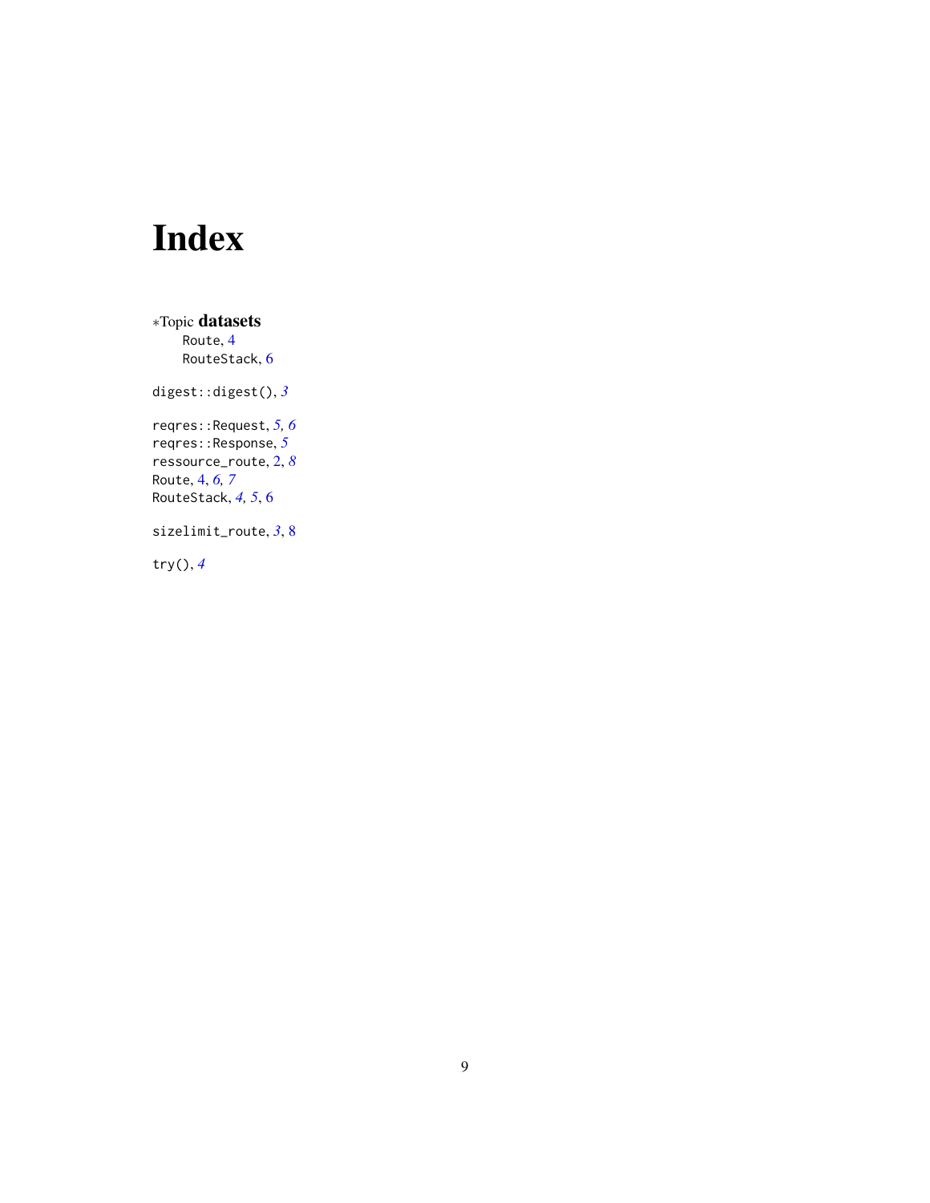# Index

*Topic **datasets**
    Route, 4
    RouteStack, 6

digest::digest(), *3*

reqres::Request, *5, 6*
reqres::Response, *5*
ressource_route, 2, *8*
Route, 4, *6, 7*
RouteStack, *4, 5*, 6

sizelimit_route, *3*, 8

try(), *4*